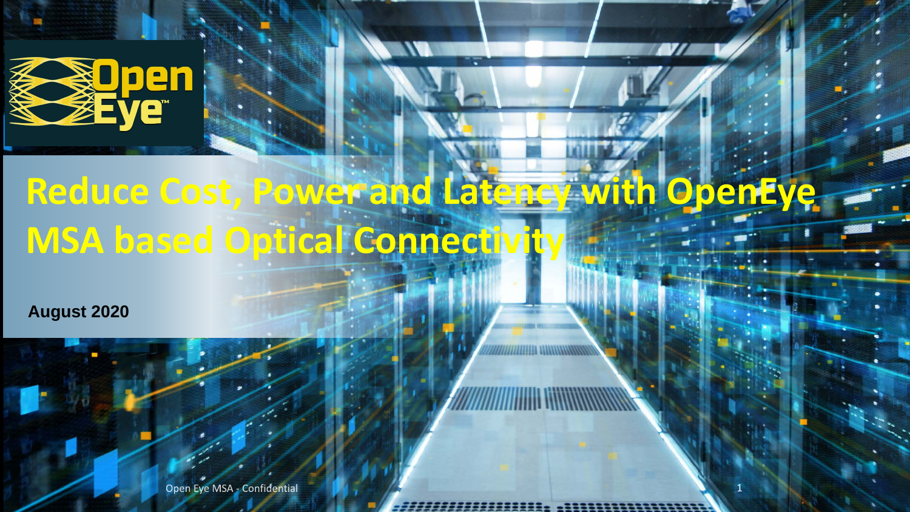# Reduce Cost, Power and Latency with OpenEye MSA based Optical Connectivity

**August 2020**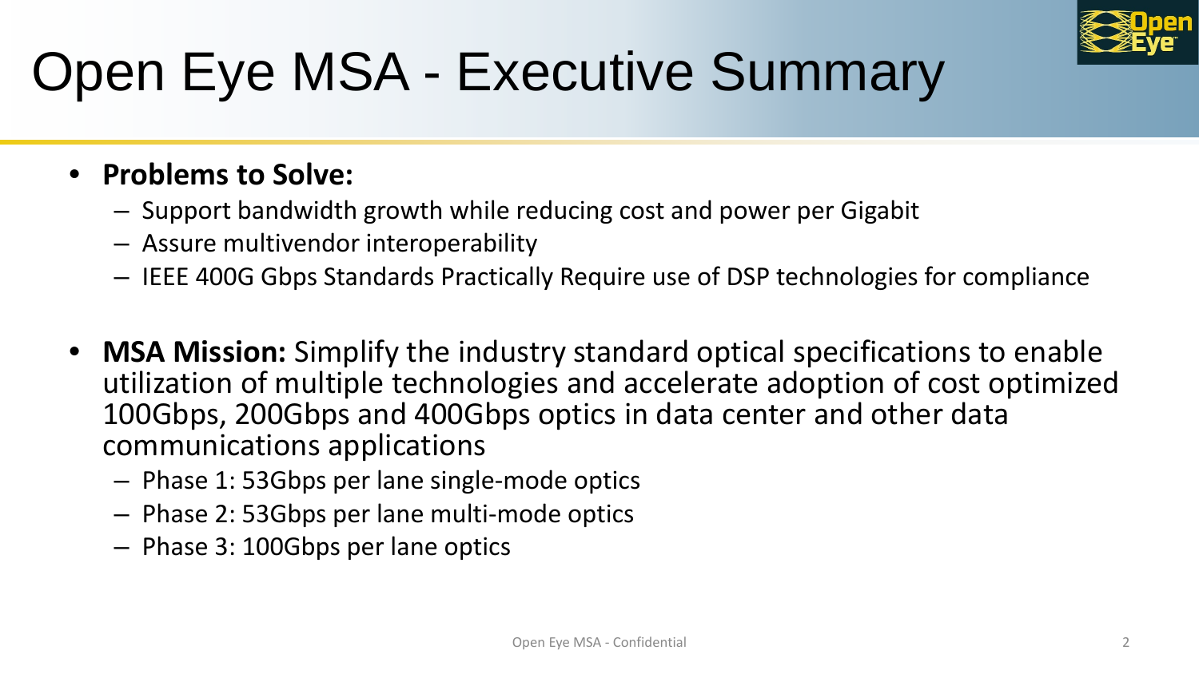# Open Eye MSA - Executive Summary

- **Problems to Solve:**
  - Support bandwidth growth while reducing cost and power per Gigabit
  - Assure multivendor interoperability
  - IEEE 400G Gbps Standards Practically Require use of DSP technologies for compliance

- **MSA Mission:** Simplify the industry standard optical specifications to enable utilization of multiple technologies and accelerate adoption of cost optimized 100Gbps, 200Gbps and 400Gbps optics in data center and other data communications applications
  - Phase 1: 53Gbps per lane single-mode optics
  - Phase 2: 53Gbps per lane multi-mode optics
  - Phase 3: 100Gbps per lane optics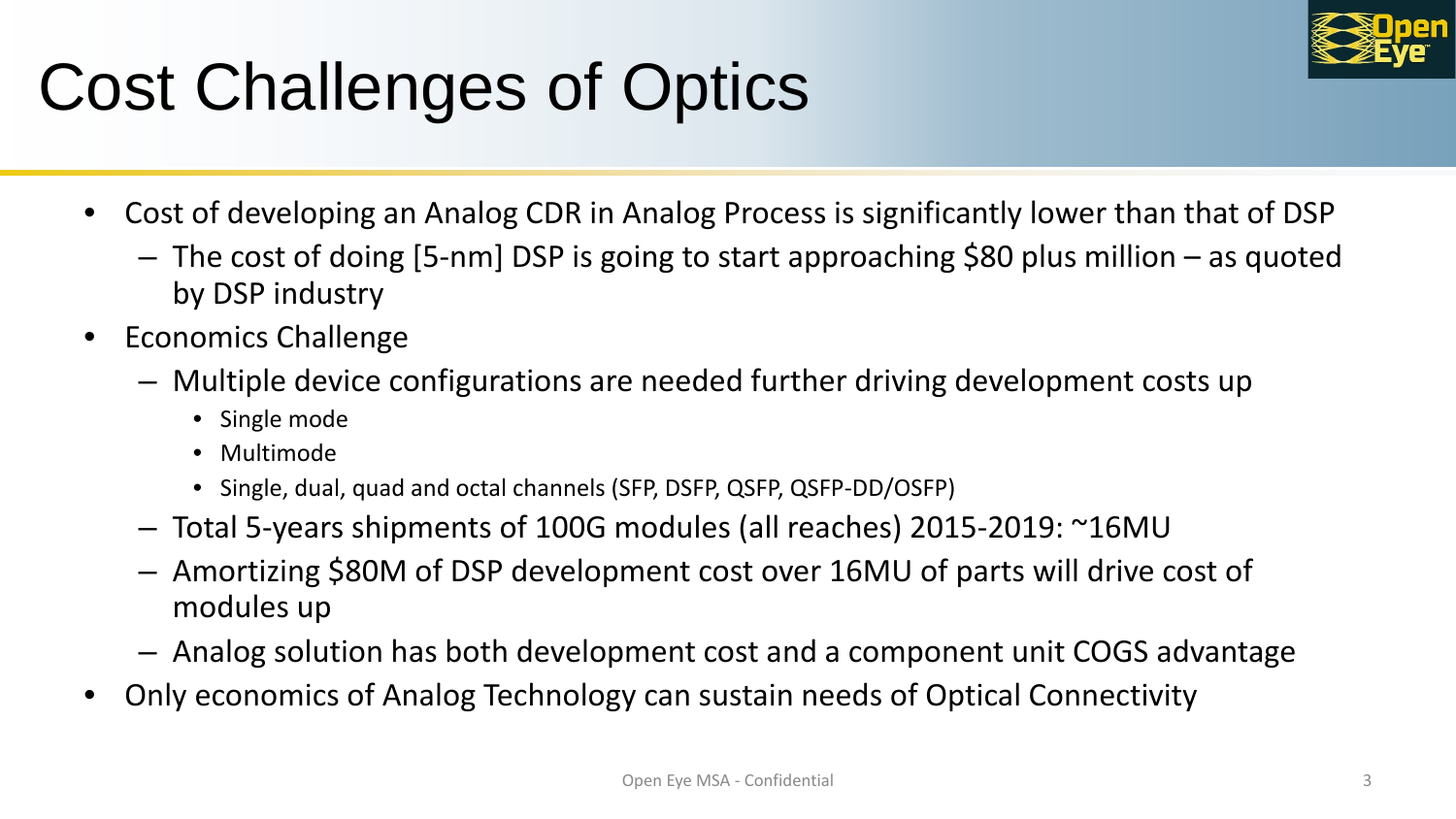# Cost Challenges of Optics

- Cost of developing an Analog CDR in Analog Process is significantly lower than that of DSP
  - The cost of doing [5-nm] DSP is going to start approaching $80 plus million – as quoted by DSP industry
- Economics Challenge
  - Multiple device configurations are needed further driving development costs up
    - Single mode
    - Multimode
    - Single, dual, quad and octal channels (SFP, DSFP, QSFP, QSFP-DD/OSFP)
  - Total 5-years shipments of 100G modules (all reaches) 2015-2019: ~16MU
  - Amortizing $80M of DSP development cost over 16MU of parts will drive cost of modules up
  - Analog solution has both development cost and a component unit COGS advantage
- Only economics of Analog Technology can sustain needs of Optical Connectivity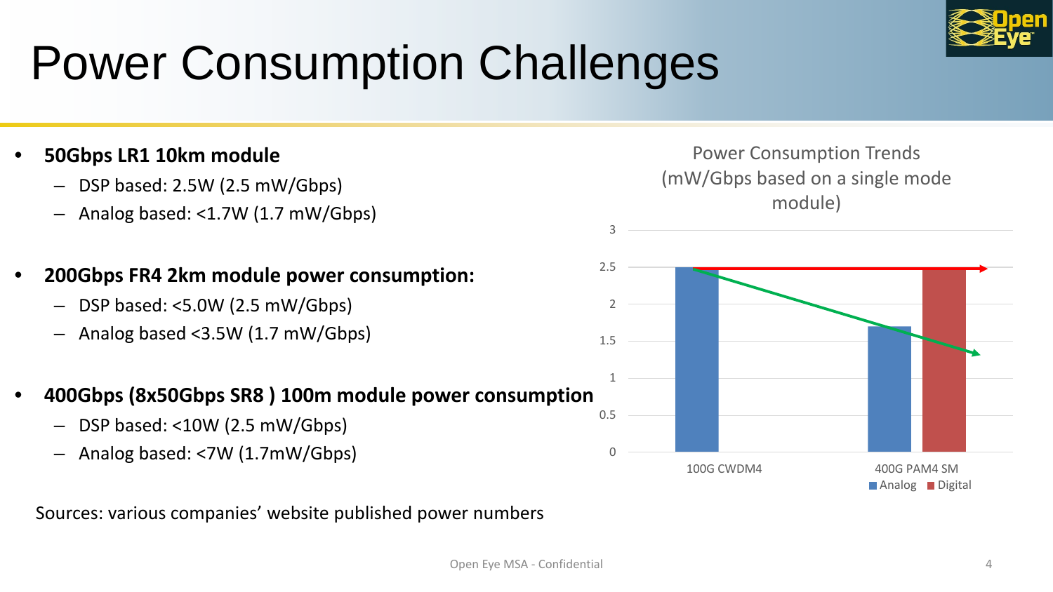# Power Consumption Challenges

- **50Gbps LR1 10km module**
  - DSP based: 2.5W (2.5 mW/Gbps)
  - Analog based: <1.7W (1.7 mW/Gbps)

- **200Gbps FR4 2km module power consumption:**
  - DSP based: <5.0W (2.5 mW/Gbps)
  - Analog based <3.5W (1.7 mW/Gbps)

- **400Gbps (8x50Gbps SR8 ) 100m module power consumption**
  - DSP based: <10W (2.5 mW/Gbps)
  - Analog based: <7W (1.7mW/Gbps)

Sources: various companies' website published power numbers

Power Consumption Trends (mW/Gbps based on a single mode module)

| | Analog | Digital |
|---|---|---|
| 100G CWDM4 | 2.5 | |
| 400G PAM4 SM | 1.7 | 2.5 |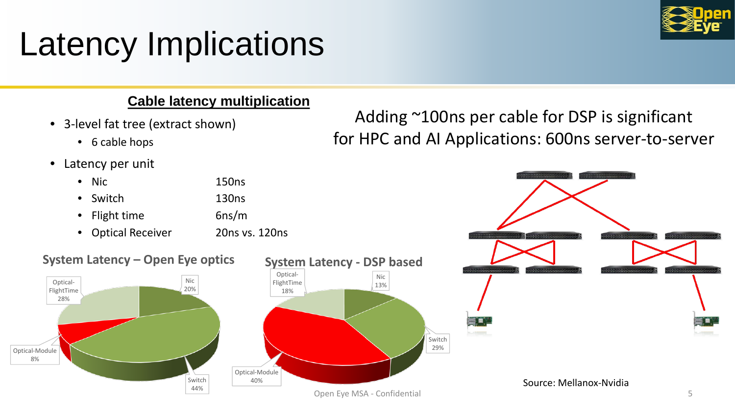# Latency Implications

## Cable latency multiplication

- 3-level fat tree (extract shown)
  - 6 cable hops
- Latency per unit
  - Nic 150ns
  - Switch 130ns
  - Flight time 6ns/m
  - Optical Receiver 20ns vs. 120ns

Adding ~100ns per cable for DSP is significant for HPC and AI Applications: 600ns server-to-server

### System Latency – Open Eye optics

- Nic 20%
- Switch 44%
- Optical-Module 8%
- Optical-FlightTime 28%

### System Latency - DSP based

- Nic 13%
- Switch 29%
- Optical-Module 40%
- Optical-FlightTime 18%

Source: Mellanox-Nvidia

Open Eye MSA - Confidential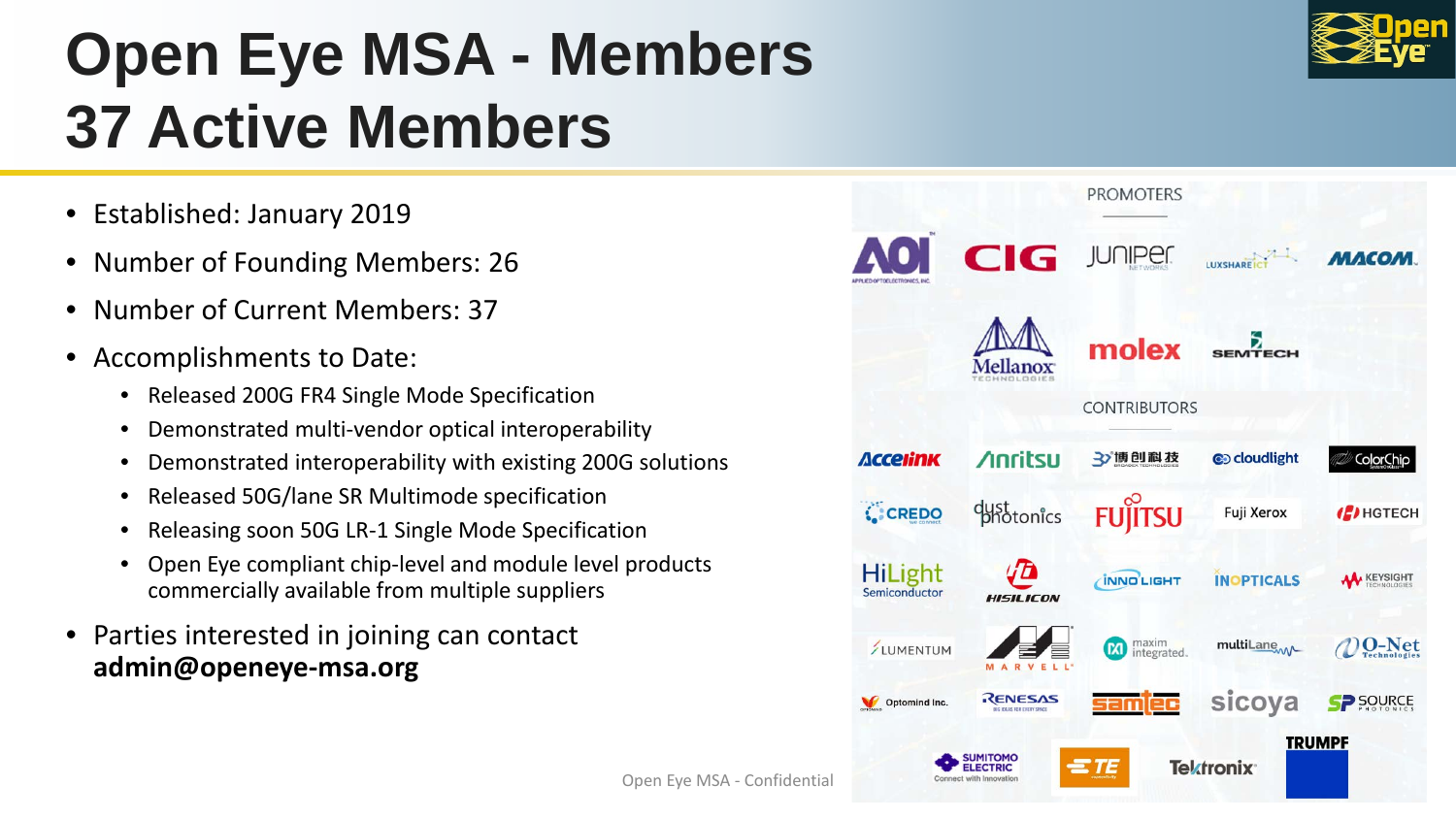# Open Eye MSA - Members
# 37 Active Members

- Established: January 2019
- Number of Founding Members: 26
- Number of Current Members: 37
- Accomplishments to Date:
  - Released 200G FR4 Single Mode Specification
  - Demonstrated multi-vendor optical interoperability
  - Demonstrated interoperability with existing 200G solutions
  - Released 50G/lane SR Multimode specification
  - Releasing soon 50G LR-1 Single Mode Specification
  - Open Eye compliant chip-level and module level products commercially available from multiple suppliers
- Parties interested in joining can contact **admin@openeye-msa.org**

PROMOTERS

AOI, CIG, Juniper Networks, Luxshare ICT, MACOM, Mellanox Technologies, molex, Semtech

CONTRIBUTORS

Accelink, Anritsu, 博创科技, cloudlight, ColorChip, Credo, dust photonics, Fujitsu, Fuji Xerox, HGTECH, HiLight Semiconductor, HiSilicon, InnoLight, InOpticals, Keysight Technologies, Lumentum, Marvell, maxim integrated, multiLane, O-Net Technologies, Optomind Inc., Renesas, samtec, sicoya, SP Source Photonics, Sumitomo Electric, TE, Tektronix, Trumpf

Open Eye MSA - Confidential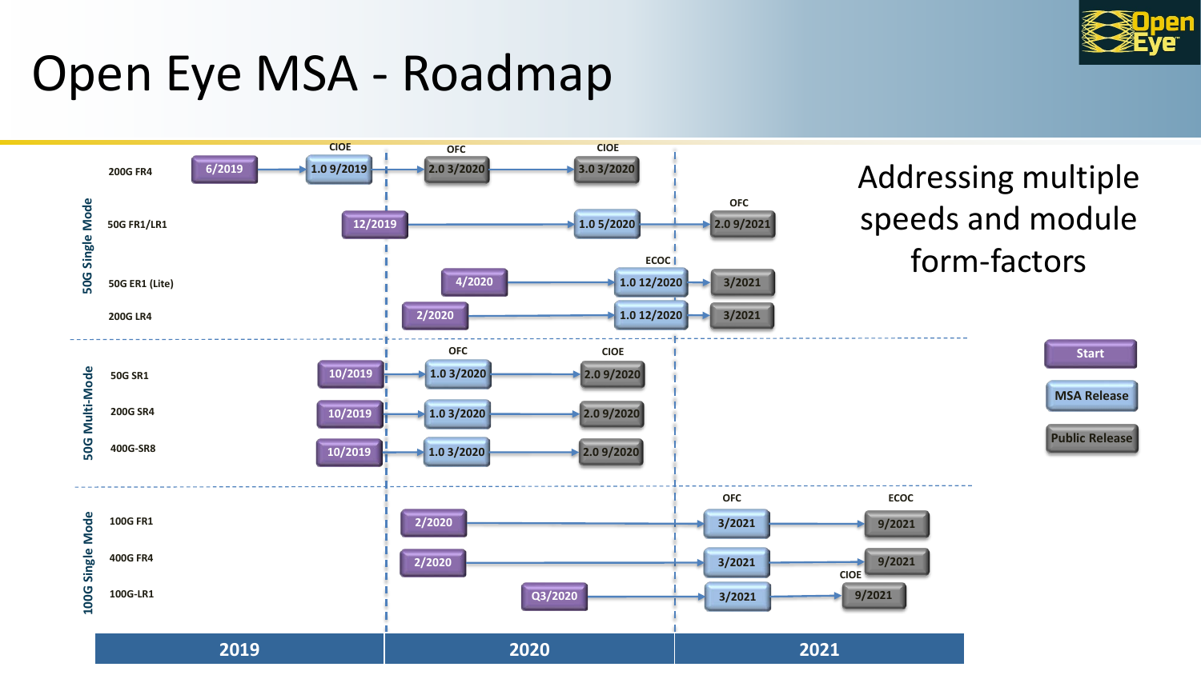# Open Eye MSA - Roadmap

Addressing multiple speeds and module form-factors

| Category | Module | Start | MSA Release | Public Release |
| --- | --- | --- | --- | --- |
| 50G Single Mode | 200G FR4 | 6/2019 | 1.0 9/2019 (CIOE) | 2.0 3/2020 (OFC); 3.0 3/2020 (CIOE) |
| 50G Single Mode | 50G FR1/LR1 | 12/2019 | 1.0 5/2020 | 2.0 9/2021 (OFC) |
| 50G Single Mode | 50G ER1 (Lite) | 4/2020 | 1.0 12/2020 (ECOC) | 3/2021 |
| 50G Single Mode | 200G LR4 | 2/2020 | 1.0 12/2020 | 3/2021 |
| 50G Multi-Mode | 50G SR1 | 10/2019 | 1.0 3/2020 (OFC) | 2.0 9/2020 (CIOE) |
| 50G Multi-Mode | 200G SR4 | 10/2019 | 1.0 3/2020 | 2.0 9/2020 |
| 50G Multi-Mode | 400G-SR8 | 10/2019 | 1.0 3/2020 | 2.0 9/2020 |
| 100G Single Mode | 100G FR1 | 2/2020 | 3/2021 (OFC) | 9/2021 (ECOC) |
| 100G Single Mode | 400G FR4 | 2/2020 | 3/2021 | 9/2021 |
| 100G Single Mode | 100G-LR1 | Q3/2020 | 3/2021 | 9/2021 (CIOE) |

Timeline: 2019 | 2020 | 2021

Legend: Start | MSA Release | Public Release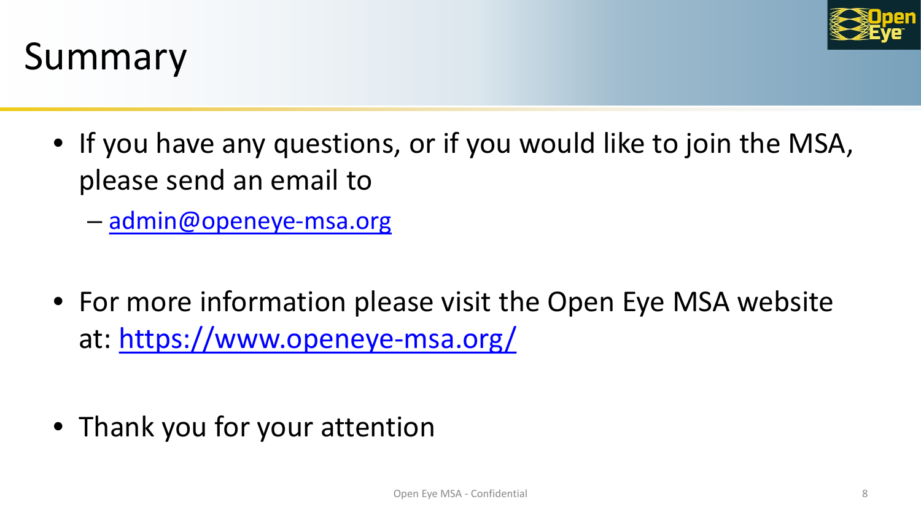# Summary

- If you have any questions, or if you would like to join the MSA, please send an email to
  - [admin@openeye-msa.org](mailto:admin@openeye-msa.org)

- For more information please visit the Open Eye MSA website at: [https://www.openeye-msa.org/](https://www.openeye-msa.org/)

- Thank you for your attention